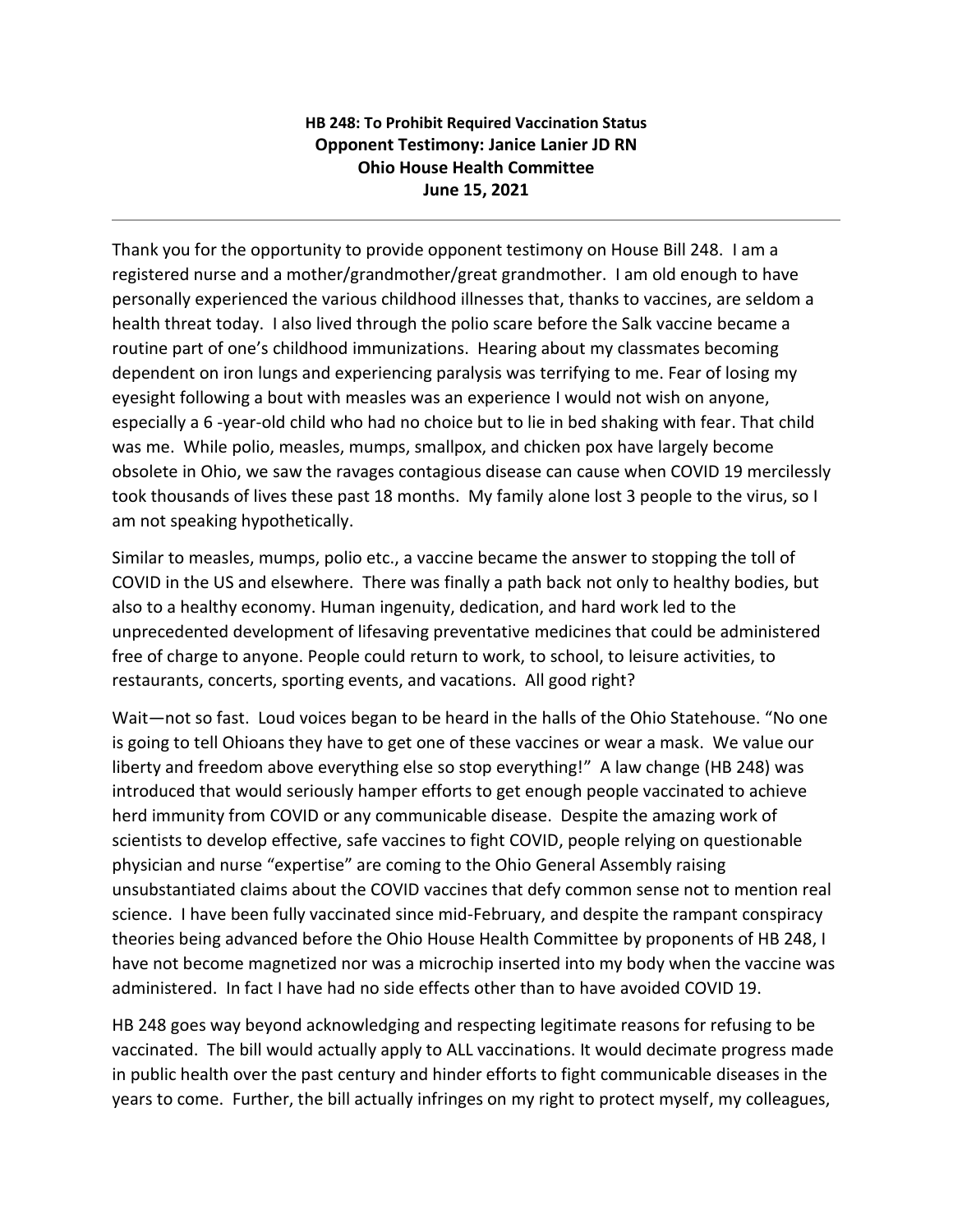**HB 248: To Prohibit Required Vaccination Status**
**Opponent Testimony: Janice Lanier JD RN**
**Ohio House Health Committee**
**June 15, 2021**

---

Thank you for the opportunity to provide opponent testimony on House Bill 248. I am a registered nurse and a mother/grandmother/great grandmother. I am old enough to have personally experienced the various childhood illnesses that, thanks to vaccines, are seldom a health threat today. I also lived through the polio scare before the Salk vaccine became a routine part of one's childhood immunizations. Hearing about my classmates becoming dependent on iron lungs and experiencing paralysis was terrifying to me. Fear of losing my eyesight following a bout with measles was an experience I would not wish on anyone, especially a 6 -year-old child who had no choice but to lie in bed shaking with fear. That child was me. While polio, measles, mumps, smallpox, and chicken pox have largely become obsolete in Ohio, we saw the ravages contagious disease can cause when COVID 19 mercilessly took thousands of lives these past 18 months. My family alone lost 3 people to the virus, so I am not speaking hypothetically.

Similar to measles, mumps, polio etc., a vaccine became the answer to stopping the toll of COVID in the US and elsewhere. There was finally a path back not only to healthy bodies, but also to a healthy economy. Human ingenuity, dedication, and hard work led to the unprecedented development of lifesaving preventative medicines that could be administered free of charge to anyone. People could return to work, to school, to leisure activities, to restaurants, concerts, sporting events, and vacations. All good right?

Wait—not so fast. Loud voices began to be heard in the halls of the Ohio Statehouse. "No one is going to tell Ohioans they have to get one of these vaccines or wear a mask. We value our liberty and freedom above everything else so stop everything!" A law change (HB 248) was introduced that would seriously hamper efforts to get enough people vaccinated to achieve herd immunity from COVID or any communicable disease. Despite the amazing work of scientists to develop effective, safe vaccines to fight COVID, people relying on questionable physician and nurse "expertise" are coming to the Ohio General Assembly raising unsubstantiated claims about the COVID vaccines that defy common sense not to mention real science. I have been fully vaccinated since mid-February, and despite the rampant conspiracy theories being advanced before the Ohio House Health Committee by proponents of HB 248, I have not become magnetized nor was a microchip inserted into my body when the vaccine was administered. In fact I have had no side effects other than to have avoided COVID 19.

HB 248 goes way beyond acknowledging and respecting legitimate reasons for refusing to be vaccinated. The bill would actually apply to ALL vaccinations. It would decimate progress made in public health over the past century and hinder efforts to fight communicable diseases in the years to come. Further, the bill actually infringes on my right to protect myself, my colleagues,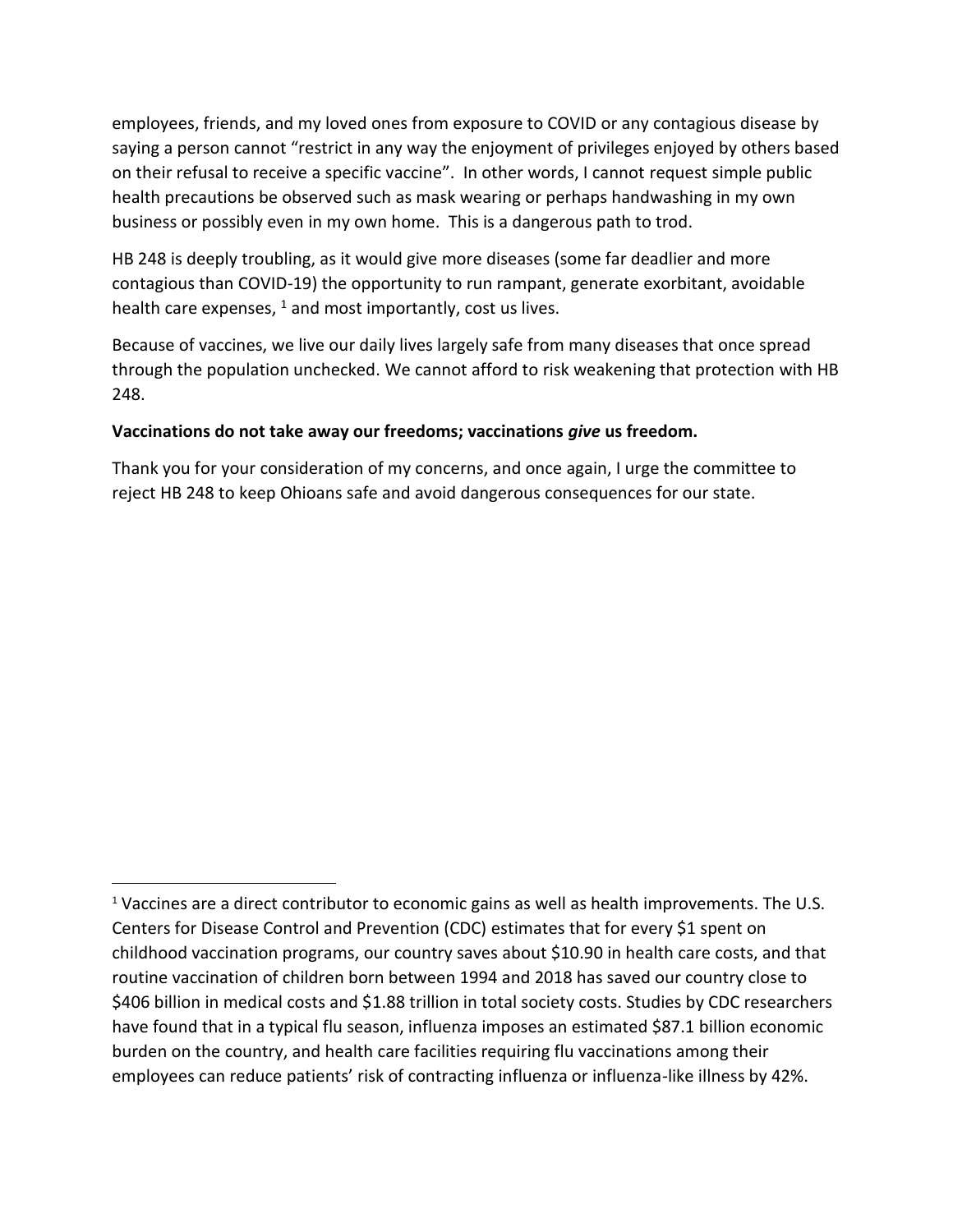employees, friends, and my loved ones from exposure to COVID or any contagious disease by saying a person cannot "restrict in any way the enjoyment of privileges enjoyed by others based on their refusal to receive a specific vaccine". In other words, I cannot request simple public health precautions be observed such as mask wearing or perhaps handwashing in my own business or possibly even in my own home. This is a dangerous path to trod.

HB 248 is deeply troubling, as it would give more diseases (some far deadlier and more contagious than COVID-19) the opportunity to run rampant, generate exorbitant, avoidable health care expenses, [1] and most importantly, cost us lives.

Because of vaccines, we live our daily lives largely safe from many diseases that once spread through the population unchecked. We cannot afford to risk weakening that protection with HB 248.

**Vaccinations do not take away our freedoms; vaccinations *give* us freedom.**

Thank you for your consideration of my concerns, and once again, I urge the committee to reject HB 248 to keep Ohioans safe and avoid dangerous consequences for our state.

---

[1] Vaccines are a direct contributor to economic gains as well as health improvements. The U.S. Centers for Disease Control and Prevention (CDC) estimates that for every $1 spent on childhood vaccination programs, our country saves about $10.90 in health care costs, and that routine vaccination of children born between 1994 and 2018 has saved our country close to $406 billion in medical costs and $1.88 trillion in total society costs. Studies by CDC researchers have found that in a typical flu season, influenza imposes an estimated $87.1 billion economic burden on the country, and health care facilities requiring flu vaccinations among their employees can reduce patients' risk of contracting influenza or influenza-like illness by 42%.